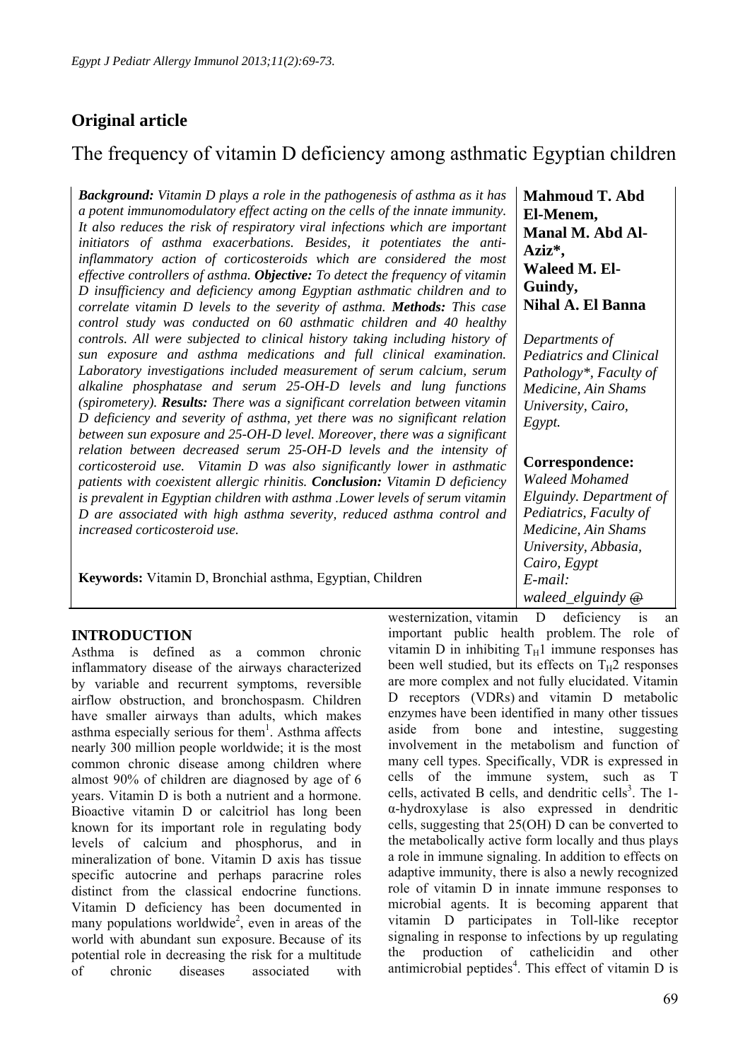## Original article

# The frequency of vitamin D deficiency among asthmatic Egyptian children

***Background:*** *Vitamin D plays a role in the pathogenesis of asthma as it has a potent immunomodulatory effect acting on the cells of the innate immunity. It also reduces the risk of respiratory viral infections which are important initiators of asthma exacerbations. Besides, it potentiates the anti-inflammatory action of corticosteroids which are considered the most effective controllers of asthma.* ***Objective:*** *To detect the frequency of vitamin D insufficiency and deficiency among Egyptian asthmatic children and to correlate vitamin D levels to the severity of asthma.* ***Methods:*** *This case control study was conducted on 60 asthmatic children and 40 healthy controls. All were subjected to clinical history taking including history of sun exposure and asthma medications and full clinical examination. Laboratory investigations included measurement of serum calcium, serum alkaline phosphatase and serum 25-OH-D levels and lung functions (spirometery).* ***Results:*** *There was a significant correlation between vitamin D deficiency and severity of asthma, yet there was no significant relation between sun exposure and 25-OH-D level. Moreover, there was a significant relation between decreased serum 25-OH-D levels and the intensity of corticosteroid use. Vitamin D was also significantly lower in asthmatic patients with coexistent allergic rhinitis.* ***Conclusion:*** *Vitamin D deficiency is prevalent in Egyptian children with asthma .Lower levels of serum vitamin D are associated with high asthma severity, reduced asthma control and increased corticosteroid use.*

**Keywords:** Vitamin D, Bronchial asthma, Egyptian, Children

**Mahmoud T. Abd El-Menem, Manal M. Abd Al-Aziz\*, Waleed M. El-Guindy, Nihal A. El Banna**

*Departments of Pediatrics and Clinical Pathology\*, Faculty of Medicine, Ain Shams University, Cairo, Egypt.*

**Correspondence:**
*Waleed Mohamed Elguindy. Department of Pediatrics, Faculty of Medicine, Ain Shams University, Abbasia, Cairo, Egypt*
*E-mail: waleed_elguindy @*

## INTRODUCTION

Asthma is defined as a common chronic inflammatory disease of the airways characterized by variable and recurrent symptoms, reversible airflow obstruction, and bronchospasm. Children have smaller airways than adults, which makes asthma especially serious for them[1]. Asthma affects nearly 300 million people worldwide; it is the most common chronic disease among children where almost 90% of children are diagnosed by age of 6 years. Vitamin D is both a nutrient and a hormone. Bioactive vitamin D or calcitriol has long been known for its important role in regulating body levels of calcium and phosphorus, and in mineralization of bone. Vitamin D axis has tissue specific autocrine and perhaps paracrine roles distinct from the classical endocrine functions. Vitamin D deficiency has been documented in many populations worldwide[2], even in areas of the world with abundant sun exposure. Because of its potential role in decreasing the risk for a multitude of chronic diseases associated with westernization, vitamin D deficiency is an important public health problem. The role of vitamin D in inhibiting $T_H1$ immune responses has been well studied, but its effects on $T_H2$ responses are more complex and not fully elucidated. Vitamin D receptors (VDRs) and vitamin D metabolic enzymes have been identified in many other tissues aside from bone and intestine, suggesting involvement in the metabolism and function of many cell types. Specifically, VDR is expressed in cells of the immune system, such as T cells, activated B cells, and dendritic cells[3]. The 1-α-hydroxylase is also expressed in dendritic cells, suggesting that 25(OH) D can be converted to the metabolically active form locally and thus plays a role in immune signaling. In addition to effects on adaptive immunity, there is also a newly recognized role of vitamin D in innate immune responses to microbial agents. It is becoming apparent that vitamin D participates in Toll-like receptor signaling in response to infections by up regulating the production of cathelicidin and other antimicrobial peptides[4]. This effect of vitamin D is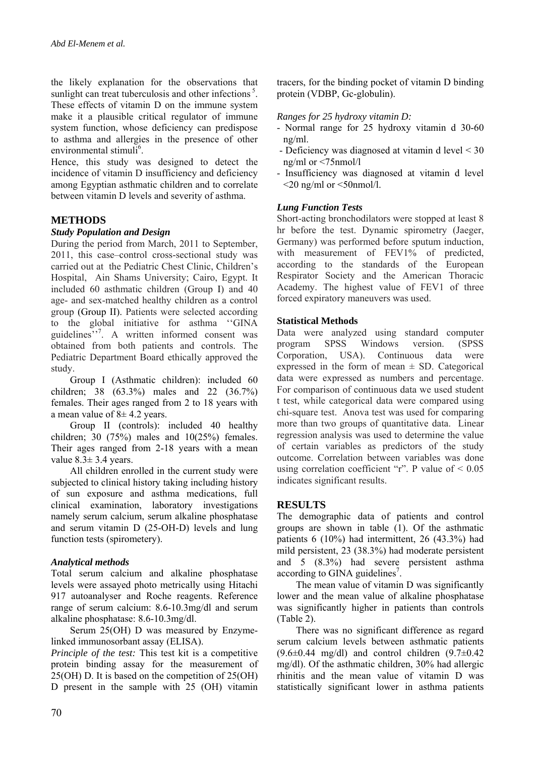the likely explanation for the observations that sunlight can treat tuberculosis and other infections [5]. These effects of vitamin D on the immune system make it a plausible critical regulator of immune system function, whose deficiency can predispose to asthma and allergies in the presence of other environmental stimuli[6].

Hence, this study was designed to detect the incidence of vitamin D insufficiency and deficiency among Egyptian asthmatic children and to correlate between vitamin D levels and severity of asthma.

## METHODS

### *Study Population and Design*

During the period from March, 2011 to September, 2011, this case–control cross-sectional study was carried out at the Pediatric Chest Clinic, Children's Hospital, Ain Shams University; Cairo, Egypt. It included 60 asthmatic children (Group I) and 40 age- and sex-matched healthy children as a control group (Group II). Patients were selected according to the global initiative for asthma ''GINA guidelines''[7]. A written informed consent was obtained from both patients and controls. The Pediatric Department Board ethically approved the study.

Group I (Asthmatic children): included 60 children; 38 (63.3%) males and 22 (36.7%) females. Their ages ranged from 2 to 18 years with a mean value of 8± 4.2 years.

Group II (controls): included 40 healthy children; 30 (75%) males and 10(25%) females. Their ages ranged from 2-18 years with a mean value 8.3± 3.4 years.

All children enrolled in the current study were subjected to clinical history taking including history of sun exposure and asthma medications, full clinical examination, laboratory investigations namely serum calcium, serum alkaline phosphatase and serum vitamin D (25-OH-D) levels and lung function tests (spirometery).

### *Analytical methods*

Total serum calcium and alkaline phosphatase levels were assayed photo metrically using Hitachi 917 autoanalyser and Roche reagents. Reference range of serum calcium: 8.6-10.3mg/dl and serum alkaline phosphatase: 8.6-10.3mg/dl.

Serum 25(OH) D was measured by Enzyme-linked immunosorbant assay (ELISA).

*Principle of the test:* This test kit is a competitive protein binding assay for the measurement of 25(OH) D. It is based on the competition of 25(OH) D present in the sample with 25 (OH) vitamin tracers, for the binding pocket of vitamin D binding protein (VDBP, Gc-globulin).

*Ranges for 25 hydroxy vitamin D:*

- Normal range for 25 hydroxy vitamin d 30-60 ng/ml.
- Deficiency was diagnosed at vitamin d level < 30 ng/ml or <75nmol/l
- Insufficiency was diagnosed at vitamin d level <20 ng/ml or <50nmol/l.

### *Lung Function Tests*

Short-acting bronchodilators were stopped at least 8 hr before the test. Dynamic spirometry (Jaeger, Germany) was performed before sputum induction, with measurement of FEV1% of predicted, according to the standards of the European Respirator Society and the American Thoracic Academy. The highest value of FEV1 of three forced expiratory maneuvers was used.

### Statistical Methods

Data were analyzed using standard computer program SPSS Windows version. (SPSS Corporation, USA). Continuous data were expressed in the form of mean ± SD. Categorical data were expressed as numbers and percentage. For comparison of continuous data we used student t test, while categorical data were compared using chi-square test. Anova test was used for comparing more than two groups of quantitative data. Linear regression analysis was used to determine the value of certain variables as predictors of the study outcome. Correlation between variables was done using correlation coefficient "r". P value of < 0.05 indicates significant results.

## RESULTS

The demographic data of patients and control groups are shown in table (1). Of the asthmatic patients 6 (10%) had intermittent, 26 (43.3%) had mild persistent, 23 (38.3%) had moderate persistent and 5 (8.3%) had severe persistent asthma according to GINA guidelines[7].

The mean value of vitamin D was significantly lower and the mean value of alkaline phosphatase was significantly higher in patients than controls (Table 2).

There was no significant difference as regard serum calcium levels between asthmatic patients (9.6±0.44 mg/dl) and control children (9.7±0.42 mg/dl). Of the asthmatic children, 30% had allergic rhinitis and the mean value of vitamin D was statistically significant lower in asthma patients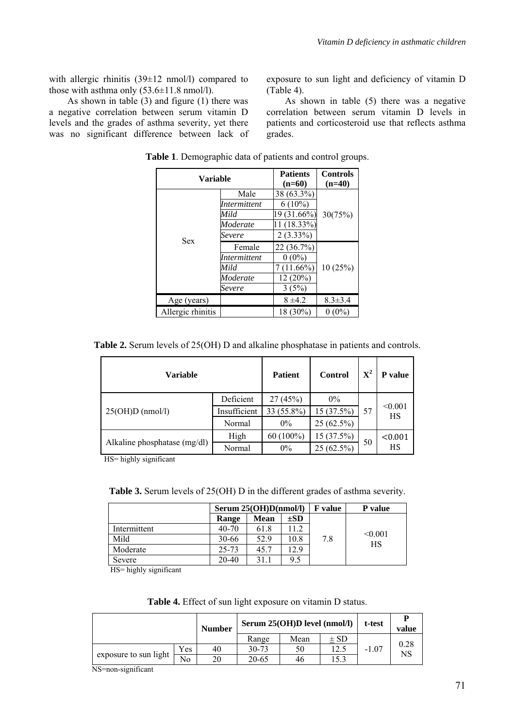with allergic rhinitis (39±12 nmol/l) compared to those with asthma only (53.6±11.8 nmol/l).

As shown in table (3) and figure (1) there was a negative correlation between serum vitamin D levels and the grades of asthma severity, yet there was no significant difference between lack of exposure to sun light and deficiency of vitamin D (Table 4).

As shown in table (5) there was a negative correlation between serum vitamin D levels in patients and corticosteroid use that reflects asthma grades.

**Table 1**. Demographic data of patients and control groups.

| Variable | | Patients (n=60) | Controls (n=40) |
|---|---|---|---|
| Sex | Male | 38 (63.3%) | 30(75%) |
| | *Intermittent* | 6 (10%) | |
| | *Mild* | 19 (31.66%) | |
| | *Moderate* | 11 (18.33%) | |
| | *Severe* | 2 (3.33%) | |
| | Female | 22 (36.7%) | 10 (25%) |
| | *Intermittent* | 0 (0%) | |
| | *Mild* | 7 (11.66%) | |
| | *Moderate* | 12 (20%) | |
| | *Severe* | 3 (5%) | |
| Age (years) | | 8 ±4.2 | 8.3±3.4 |
| Allergic rhinitis | | 18 (30%) | 0 (0%) |

**Table 2.** Serum levels of 25(OH) D and alkaline phosphatase in patients and controls.

| Variable | | Patient | Control | $X^2$ | P value |
|---|---|---|---|---|---|
| 25(OH)D (nmol/l) | Deficient | 27 (45%) | 0% | 57 | <0.001 HS |
| | Insufficient | 33 (55.8%) | 15 (37.5%) | | |
| | Normal | 0% | 25 (62.5%) | | |
| Alkaline phosphatase (mg/dl) | High | 60 (100%) | 15 (37.5%) | 50 | <0.001 HS |
| | Normal | 0% | 25 (62.5%) | | |

HS= highly significant

**Table 3.** Serum levels of 25(OH) D in the different grades of asthma severity.

| | Serum 25(OH)D(nmol/l) | | | F value | P value |
|---|---|---|---|---|---|
| | Range | Mean | ±SD | | |
| Intermittent | 40-70 | 61.8 | 11.2 | 7.8 | <0.001 HS |
| Mild | 30-66 | 52.9 | 10.8 | | |
| Moderate | 25-73 | 45.7 | 12.9 | | |
| Severe | 20-40 | 31.1 | 9.5 | | |

HS= highly significant

**Table 4.** Effect of sun light exposure on vitamin D status.

| | | Number | Serum 25(OH)D level (nmol/l) | | | t-test | P value |
|---|---|---|---|---|---|---|---|
| | | | Range | Mean | ± SD | | |
| exposure to sun light | Yes | 40 | 30-73 | 50 | 12.5 | -1.07 | 0.28 NS |
| | No | 20 | 20-65 | 46 | 15.3 | | |

NS=non-significant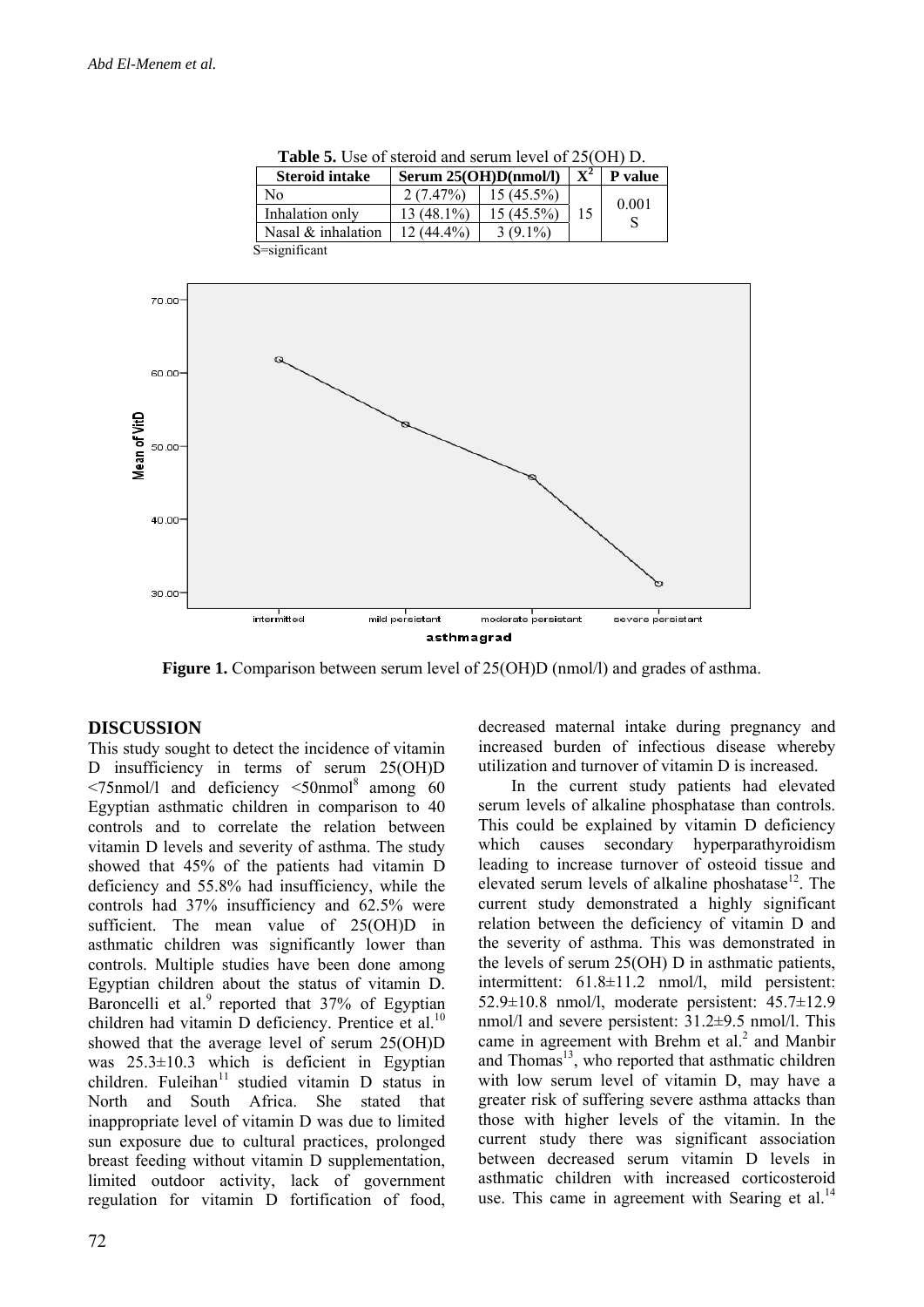**Table 5.** Use of steroid and serum level of 25(OH) D.

| Steroid intake | Serum 25(OH)D(nmol/l) | | $X^2$ | P value |
|---|---|---|---|---|
| No | 2 (7.47%) | 15 (45.5%) | 15 | 0.001 S |
| Inhalation only | 13 (48.1%) | 15 (45.5%) | | |
| Nasal & inhalation | 12 (44.4%) | 3 (9.1%) | | |

S=significant

**Figure 1.** Comparison between serum level of 25(OH)D (nmol/l) and grades of asthma.

## DISCUSSION

This study sought to detect the incidence of vitamin D insufficiency in terms of serum 25(OH)D <75nmol/l and deficiency <50nmol[8] among 60 Egyptian asthmatic children in comparison to 40 controls and to correlate the relation between vitamin D levels and severity of asthma. The study showed that 45% of the patients had vitamin D deficiency and 55.8% had insufficiency, while the controls had 37% insufficiency and 62.5% were sufficient. The mean value of 25(OH)D in asthmatic children was significantly lower than controls. Multiple studies have been done among Egyptian children about the status of vitamin D. Baroncelli et al.[9] reported that 37% of Egyptian children had vitamin D deficiency. Prentice et al.[10] showed that the average level of serum 25(OH)D was 25.3±10.3 which is deficient in Egyptian children. Fuleihan[11] studied vitamin D status in North and South Africa. She stated that inappropriate level of vitamin D was due to limited sun exposure due to cultural practices, prolonged breast feeding without vitamin D supplementation, limited outdoor activity, lack of government regulation for vitamin D fortification of food, decreased maternal intake during pregnancy and increased burden of infectious disease whereby utilization and turnover of vitamin D is increased.

In the current study patients had elevated serum levels of alkaline phosphatase than controls. This could be explained by vitamin D deficiency which causes secondary hyperparathyroidism leading to increase turnover of osteoid tissue and elevated serum levels of alkaline phoshatase[12]. The current study demonstrated a highly significant relation between the deficiency of vitamin D and the severity of asthma. This was demonstrated in the levels of serum 25(OH) D in asthmatic patients, intermittent: 61.8±11.2 nmol/l, mild persistent: 52.9±10.8 nmol/l, moderate persistent: 45.7±12.9 nmol/l and severe persistent: 31.2±9.5 nmol/l. This came in agreement with Brehm et al.[2] and Manbir and Thomas[13], who reported that asthmatic children with low serum level of vitamin D, may have a greater risk of suffering severe asthma attacks than those with higher levels of the vitamin. In the current study there was significant association between decreased serum vitamin D levels in asthmatic children with increased corticosteroid use. This came in agreement with Searing et al.[14]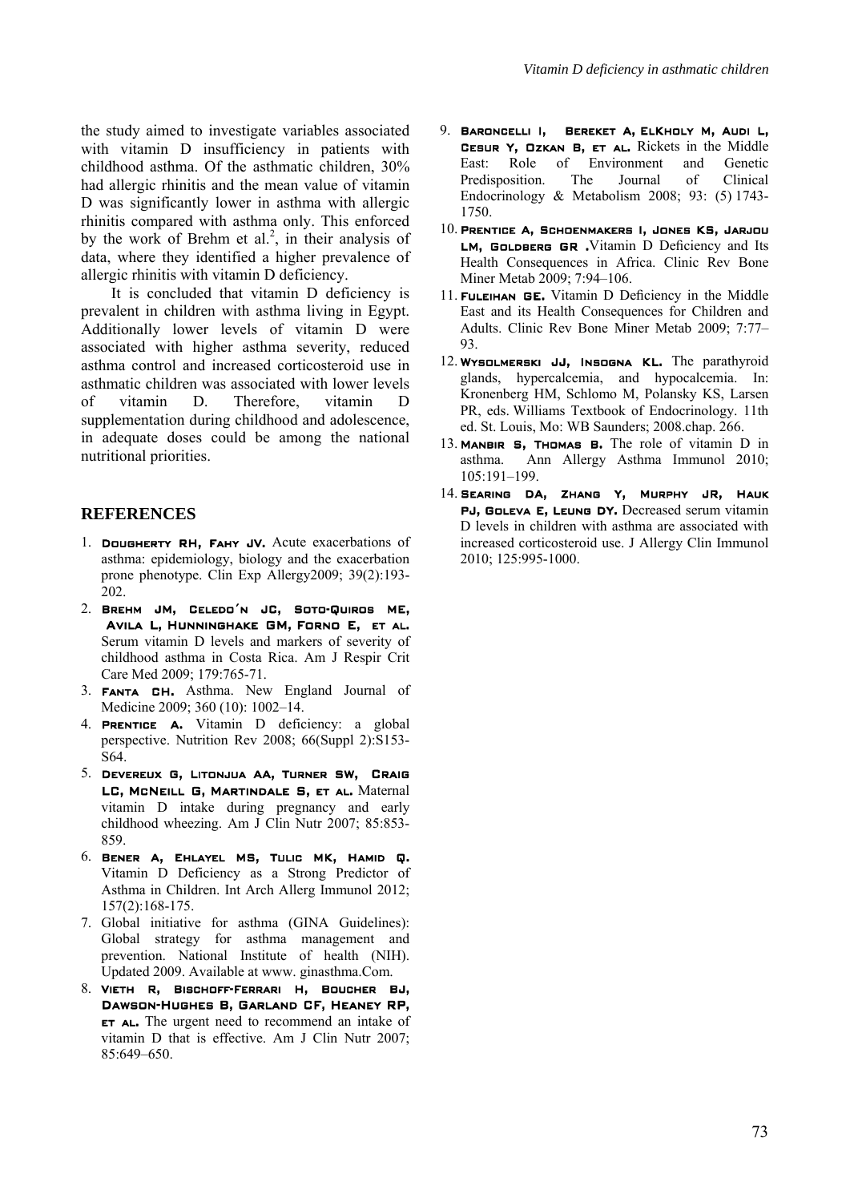the study aimed to investigate variables associated with vitamin D insufficiency in patients with childhood asthma. Of the asthmatic children, 30% had allergic rhinitis and the mean value of vitamin D was significantly lower in asthma with allergic rhinitis compared with asthma only. This enforced by the work of Brehm et al.[2], in their analysis of data, where they identified a higher prevalence of allergic rhinitis with vitamin D deficiency.

It is concluded that vitamin D deficiency is prevalent in children with asthma living in Egypt. Additionally lower levels of vitamin D were associated with higher asthma severity, reduced asthma control and increased corticosteroid use in asthmatic children was associated with lower levels of vitamin D. Therefore, vitamin D supplementation during childhood and adolescence, in adequate doses could be among the national nutritional priorities.

## REFERENCES

1. **Dougherty RH, Fahy JV.** Acute exacerbations of asthma: epidemiology, biology and the exacerbation prone phenotype. Clin Exp Allergy2009; 39(2):193-202.
2. **Brehm JM, Celedo´n JC, Soto-Quiros ME, Avila L, Hunninghake GM, Forno E, et al.** Serum vitamin D levels and markers of severity of childhood asthma in Costa Rica. Am J Respir Crit Care Med 2009; 179:765-71.
3. **Fanta CH.** Asthma. New England Journal of Medicine 2009; 360 (10): 1002–14.
4. **Prentice A.** Vitamin D deficiency: a global perspective. Nutrition Rev 2008; 66(Suppl 2):S153-S64.
5. **Devereux G, Litonjua AA, Turner SW, Craig LC, McNeill G, Martindale S, et al.** Maternal vitamin D intake during pregnancy and early childhood wheezing. Am J Clin Nutr 2007; 85:853-859.
6. **Bener A, Ehlayel MS, Tulic MK, Hamid Q.** Vitamin D Deficiency as a Strong Predictor of Asthma in Children. Int Arch Allerg Immunol 2012; 157(2):168-175.
7. Global initiative for asthma (GINA Guidelines): Global strategy for asthma management and prevention. National Institute of health (NIH). Updated 2009. Available at www. ginasthma.Com.
8. **Vieth R, Bischoff-Ferrari H, Boucher BJ, Dawson-Hughes B, Garland CF, Heaney RP, et al.** The urgent need to recommend an intake of vitamin D that is effective. Am J Clin Nutr 2007; 85:649–650.
9. **Baroncelli I, Bereket A, ElKholy M, Audi L, Cesur Y, Ozkan B, et al.** Rickets in the Middle East: Role of Environment and Genetic Predisposition. The Journal of Clinical Endocrinology & Metabolism 2008; 93: (5) 1743-1750.
10. **Prentice A, Schoenmakers I, Jones KS, Jarjou LM, Goldberg GR .**Vitamin D Deficiency and Its Health Consequences in Africa. Clinic Rev Bone Miner Metab 2009; 7:94–106.
11. **Fuleihan GE.** Vitamin D Deficiency in the Middle East and its Health Consequences for Children and Adults. Clinic Rev Bone Miner Metab 2009; 7:77–93.
12. **Wysolmerski JJ, Insogna KL.** The parathyroid glands, hypercalcemia, and hypocalcemia. In: Kronenberg HM, Schlomo M, Polansky KS, Larsen PR, eds. Williams Textbook of Endocrinology. 11th ed. St. Louis, Mo: WB Saunders; 2008.chap. 266.
13. **Manbir S, Thomas B.** The role of vitamin D in asthma. Ann Allergy Asthma Immunol 2010; 105:191–199.
14. **Searing DA, Zhang Y, Murphy JR, Hauk PJ, Goleva E, Leung DY.** Decreased serum vitamin D levels in children with asthma are associated with increased corticosteroid use. J Allergy Clin Immunol 2010; 125:995-1000.